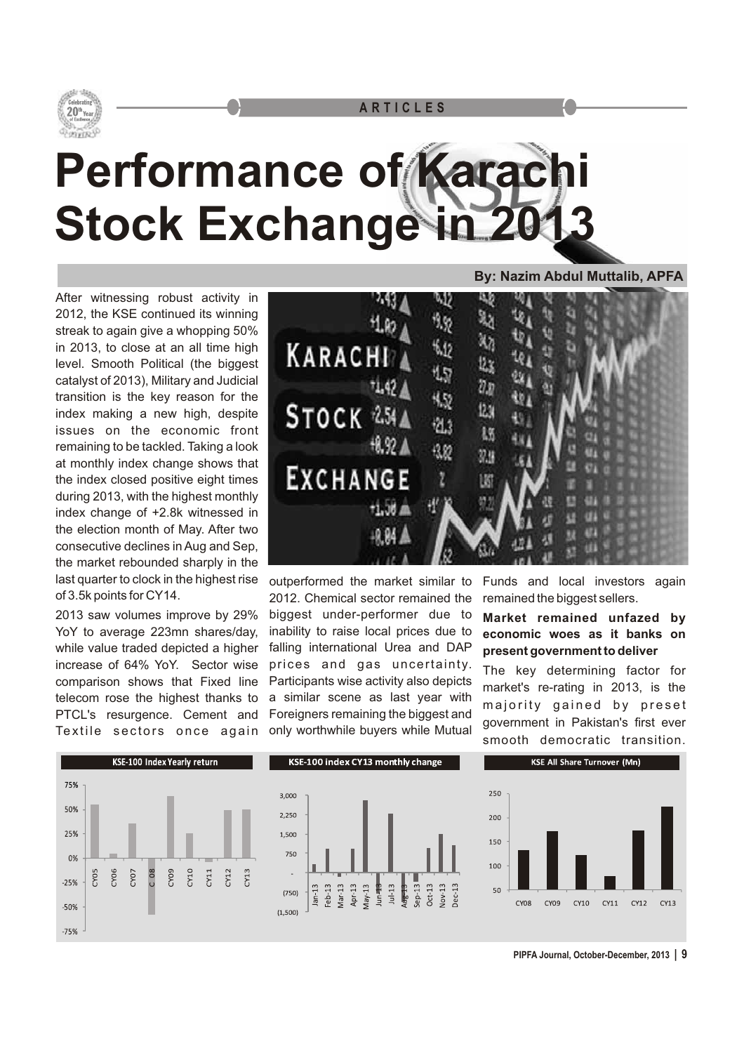# Performance of Karachi Stock Exchange in 2013

**By: Nazim Abdul Muttalib, APFA**

After witnessing robust activity in 2012, the KSE continued its winning streak to again give a whopping 50% in 2013, to close at an all time high level. Smooth Political (the biggest catalyst of 2013), Military and Judicial transition is the key reason for the index making a new high, despite issues on the economic front remaining to be tackled. Taking a look at monthly index change shows that the index closed positive eight times during 2013, with the highest monthly index change of +2.8k witnessed in the election month of May. After two consecutive declines in Aug and Sep, the market rebounded sharply in the last quarter to clock in the highest rise of 3.5k points for CY14.

2013 saw volumes improve by 29% YoY to average 223mn shares/day, while value traded depicted a higher increase of 64% YoY. Sector wise comparison shows that Fixed line telecom rose the highest thanks to PTCL's resurgence. Cement and Textile sectors once again outperformed the market similar to 2012. Chemical sector remained the biggest under-performer due to inability to raise local prices due to falling international Urea and DAP prices and gas uncertainty. Participants wise activity also depicts a similar scene as last year with Foreigners remaining the biggest and only worthwhile buyers while Mutual Funds and local investors again remained the biggest sellers.

**Market remained unfazed by economic woes as it banks on present government to deliver**

The key determining factor for market's re-rating in 2013, is the majority gained by preset government in Pakistan's first ever smooth democratic transition.

**KSE-100 Index Yearly return**

**KSE-100 index CY13 monthly change**

**KSE All Share Turnover (Mn)**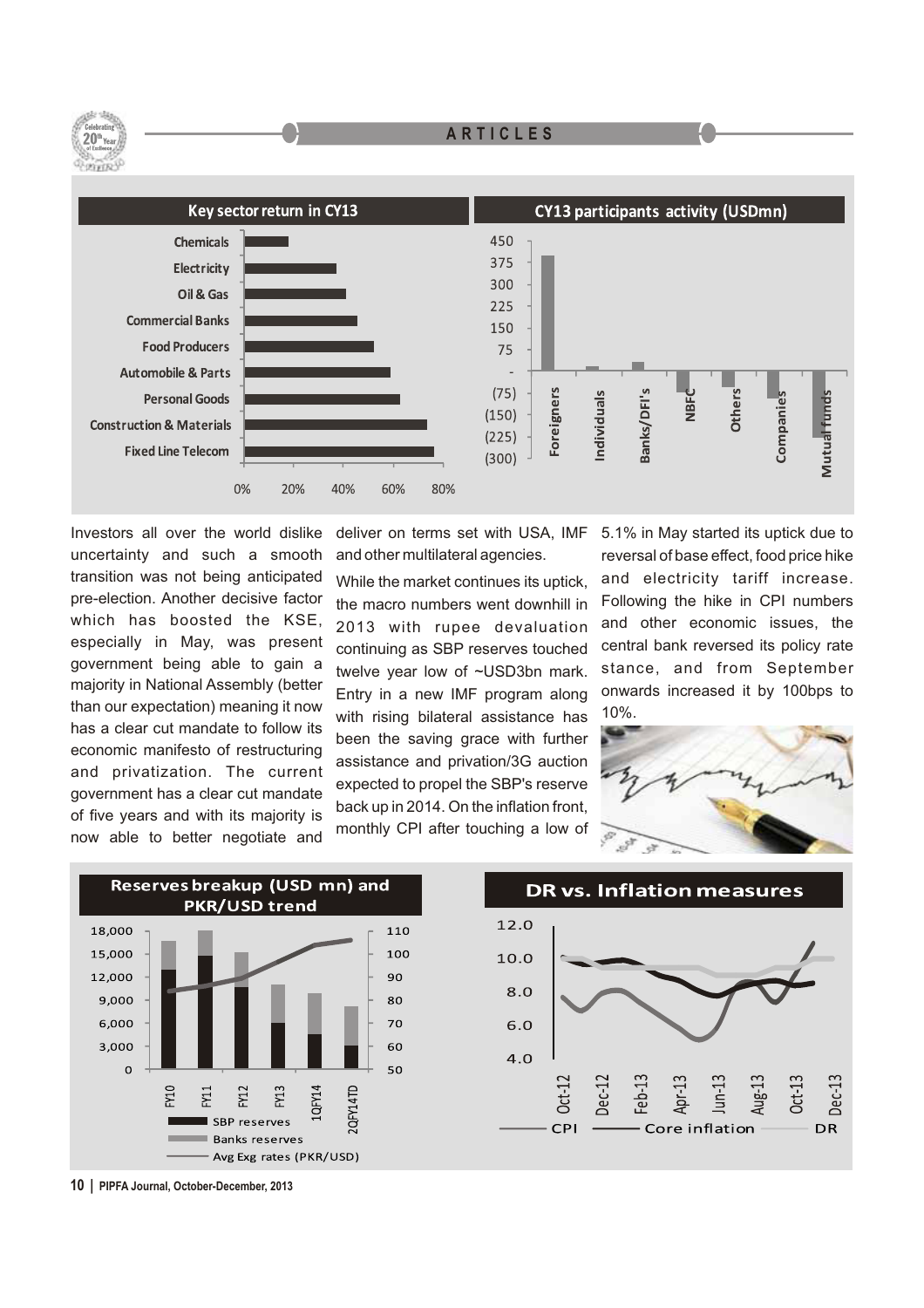## Key sector return in CY13

Chemicals
Electricity
Oil & Gas
Commercial Banks
Food Producers
Automobile & Parts
Personal Goods
Construction & Materials
Fixed Line Telecom

0% 20% 40% 60% 80%

## CY13 participants activity (USDmn)

450
375
300
225
150
75
-
(75)
(150)
(225)
(300)

Foreigners
Individuals
Banks/DFI's
NBFC
Others
Companies
Mutual funds

Investors all over the world dislike uncertainty and such a smooth transition was not being anticipated pre-election. Another decisive factor which has boosted the KSE, especially in May, was present government being able to gain a majority in National Assembly (better than our expectation) meaning it now has a clear cut mandate to follow its economic manifesto of restructuring and privatization. The current government has a clear cut mandate of five years and with its majority is now able to better negotiate and deliver on terms set with USA, IMF and other multilateral agencies.

While the market continues its uptick, the macro numbers went downhill in 2013 with rupee devaluation continuing as SBP reserves touched twelve year low of ~USD3bn mark. Entry in a new IMF program along with rising bilateral assistance has been the saving grace with further assistance and privation/3G auction expected to propel the SBP's reserve back up in 2014. On the inflation front, monthly CPI after touching a low of 5.1% in May started its uptick due to reversal of base effect, food price hike and electricity tariff increase. Following the hike in CPI numbers and other economic issues, the central bank reversed its policy rate stance, and from September onwards increased it by 100bps to 10%.

## Reserves breakup (USD mn) and PKR/USD trend

18,000
15,000
12,000
9,000
6,000
3,000
0

110
100
90
80
70
60
50

FY10
FY11
FY12
FY13
1QFY14
2QFY14TD

SBP reserves
Banks reserves
Avg Exg rates (PKR/USD)

## DR vs. Inflation measures

12.0
10.0
8.0
6.0
4.0

Oct-12
Dec-12
Feb-13
Apr-13
Jun-13
Aug-13
Oct-13
Dec-13

CPI
Core inflation
DR